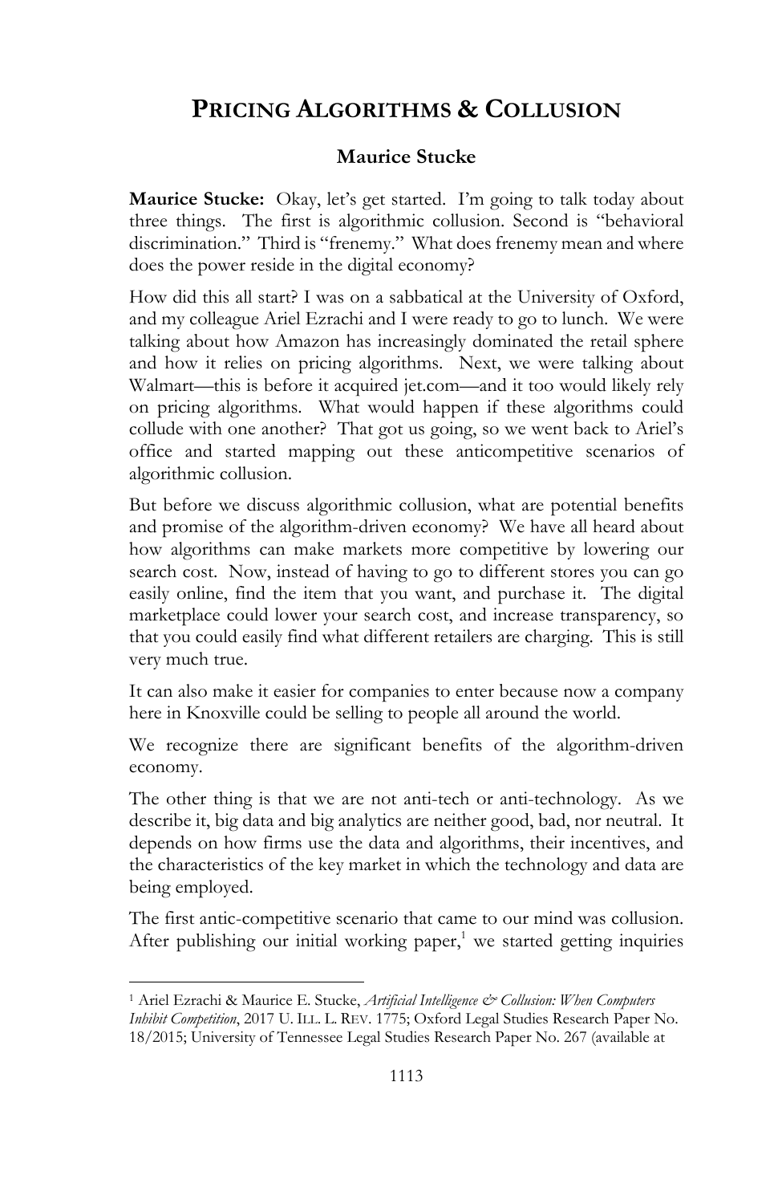# PRICING ALGORITHMS & COLLUSION

**Maurice Stucke**

**Maurice Stucke:** Okay, let's get started. I'm going to talk today about three things. The first is algorithmic collusion. Second is "behavioral discrimination." Third is "frenemy." What does frenemy mean and where does the power reside in the digital economy?

How did this all start? I was on a sabbatical at the University of Oxford, and my colleague Ariel Ezrachi and I were ready to go to lunch. We were talking about how Amazon has increasingly dominated the retail sphere and how it relies on pricing algorithms. Next, we were talking about Walmart—this is before it acquired jet.com—and it too would likely rely on pricing algorithms. What would happen if these algorithms could collude with one another? That got us going, so we went back to Ariel's office and started mapping out these anticompetitive scenarios of algorithmic collusion.

But before we discuss algorithmic collusion, what are potential benefits and promise of the algorithm-driven economy? We have all heard about how algorithms can make markets more competitive by lowering our search cost. Now, instead of having to go to different stores you can go easily online, find the item that you want, and purchase it. The digital marketplace could lower your search cost, and increase transparency, so that you could easily find what different retailers are charging. This is still very much true.

It can also make it easier for companies to enter because now a company here in Knoxville could be selling to people all around the world.

We recognize there are significant benefits of the algorithm-driven economy.

The other thing is that we are not anti-tech or anti-technology. As we describe it, big data and big analytics are neither good, bad, nor neutral. It depends on how firms use the data and algorithms, their incentives, and the characteristics of the key market in which the technology and data are being employed.

The first antic-competitive scenario that came to our mind was collusion. After publishing our initial working paper,[1] we started getting inquiries

[1] Ariel Ezrachi & Maurice E. Stucke, *Artificial Intelligence & Collusion: When Computers Inhibit Competition*, 2017 U. ILL. L. REV. 1775; Oxford Legal Studies Research Paper No. 18/2015; University of Tennessee Legal Studies Research Paper No. 267 (available at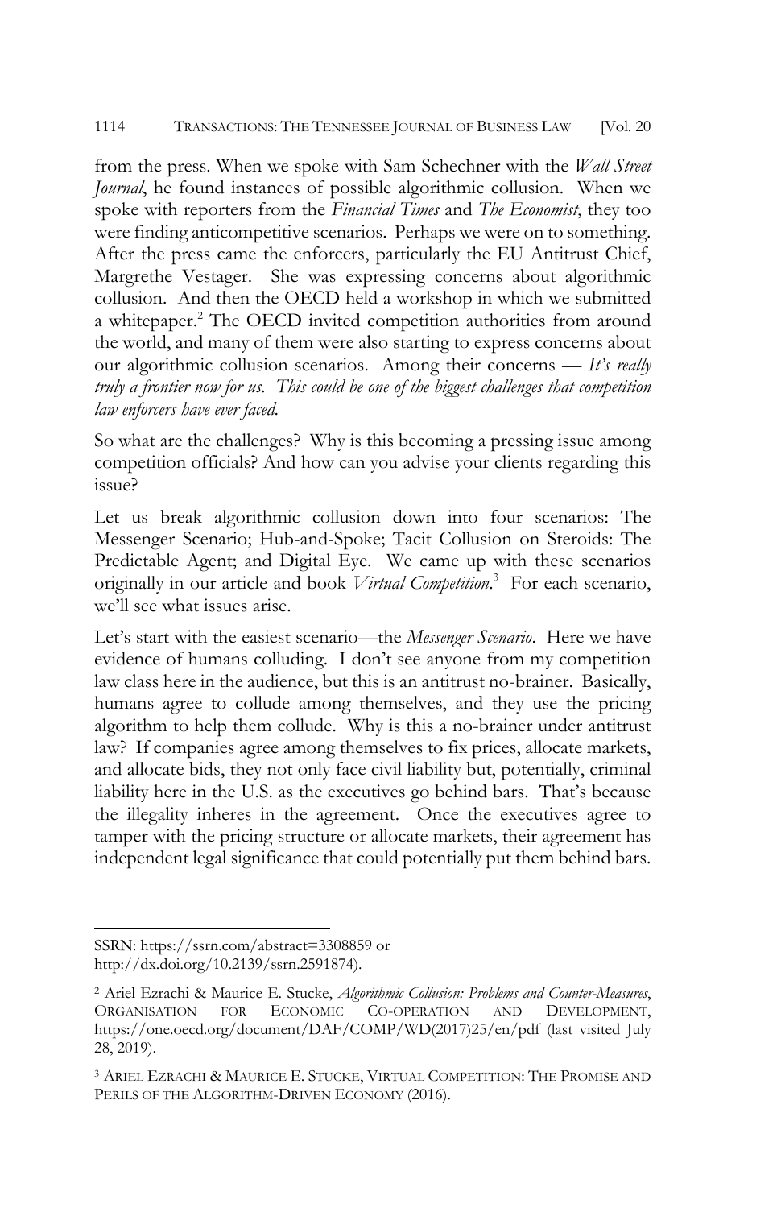from the press. When we spoke with Sam Schechner with the *Wall Street Journal*, he found instances of possible algorithmic collusion. When we spoke with reporters from the *Financial Times* and *The Economist*, they too were finding anticompetitive scenarios. Perhaps we were on to something. After the press came the enforcers, particularly the EU Antitrust Chief, Margrethe Vestager. She was expressing concerns about algorithmic collusion. And then the OECD held a workshop in which we submitted a whitepaper.[2] The OECD invited competition authorities from around the world, and many of them were also starting to express concerns about our algorithmic collusion scenarios. Among their concerns — *It's really truly a frontier now for us. This could be one of the biggest challenges that competition law enforcers have ever faced.*

So what are the challenges? Why is this becoming a pressing issue among competition officials? And how can you advise your clients regarding this issue?

Let us break algorithmic collusion down into four scenarios: The Messenger Scenario; Hub-and-Spoke; Tacit Collusion on Steroids: The Predictable Agent; and Digital Eye. We came up with these scenarios originally in our article and book *Virtual Competition*.[3] For each scenario, we'll see what issues arise.

Let's start with the easiest scenario—the *Messenger Scenario*. Here we have evidence of humans colluding. I don't see anyone from my competition law class here in the audience, but this is an antitrust no-brainer. Basically, humans agree to collude among themselves, and they use the pricing algorithm to help them collude. Why is this a no-brainer under antitrust law? If companies agree among themselves to fix prices, allocate markets, and allocate bids, they not only face civil liability but, potentially, criminal liability here in the U.S. as the executives go behind bars. That's because the illegality inheres in the agreement. Once the executives agree to tamper with the pricing structure or allocate markets, their agreement has independent legal significance that could potentially put them behind bars.

---

SSRN: https://ssrn.com/abstract=3308859 or http://dx.doi.org/10.2139/ssrn.2591874).

[2] Ariel Ezrachi & Maurice E. Stucke, *Algorithmic Collusion: Problems and Counter-Measures*, ORGANISATION FOR ECONOMIC CO-OPERATION AND DEVELOPMENT, https://one.oecd.org/document/DAF/COMP/WD(2017)25/en/pdf (last visited July 28, 2019).

[3] ARIEL EZRACHI & MAURICE E. STUCKE, VIRTUAL COMPETITION: THE PROMISE AND PERILS OF THE ALGORITHM-DRIVEN ECONOMY (2016).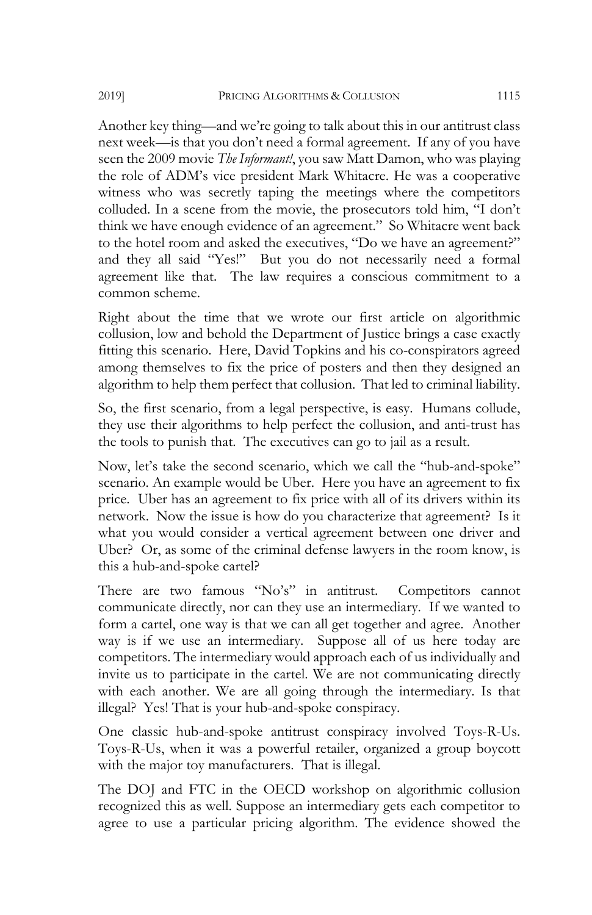Another key thing—and we're going to talk about this in our antitrust class next week—is that you don't need a formal agreement. If any of you have seen the 2009 movie *The Informant!*, you saw Matt Damon, who was playing the role of ADM's vice president Mark Whitacre. He was a cooperative witness who was secretly taping the meetings where the competitors colluded. In a scene from the movie, the prosecutors told him, "I don't think we have enough evidence of an agreement." So Whitacre went back to the hotel room and asked the executives, "Do we have an agreement?" and they all said "Yes!" But you do not necessarily need a formal agreement like that. The law requires a conscious commitment to a common scheme.

Right about the time that we wrote our first article on algorithmic collusion, low and behold the Department of Justice brings a case exactly fitting this scenario. Here, David Topkins and his co-conspirators agreed among themselves to fix the price of posters and then they designed an algorithm to help them perfect that collusion. That led to criminal liability.

So, the first scenario, from a legal perspective, is easy. Humans collude, they use their algorithms to help perfect the collusion, and anti-trust has the tools to punish that. The executives can go to jail as a result.

Now, let's take the second scenario, which we call the "hub-and-spoke" scenario. An example would be Uber. Here you have an agreement to fix price. Uber has an agreement to fix price with all of its drivers within its network. Now the issue is how do you characterize that agreement? Is it what you would consider a vertical agreement between one driver and Uber? Or, as some of the criminal defense lawyers in the room know, is this a hub-and-spoke cartel?

There are two famous "No's" in antitrust. Competitors cannot communicate directly, nor can they use an intermediary. If we wanted to form a cartel, one way is that we can all get together and agree. Another way is if we use an intermediary. Suppose all of us here today are competitors. The intermediary would approach each of us individually and invite us to participate in the cartel. We are not communicating directly with each other. We are all going through the intermediary. Is that illegal? Yes! That is your hub-and-spoke conspiracy.

One classic hub-and-spoke antitrust conspiracy involved Toys-R-Us. Toys-R-Us, when it was a powerful retailer, organized a group boycott with the major toy manufacturers. That is illegal.

The DOJ and FTC in the OECD workshop on algorithmic collusion recognized this as well. Suppose an intermediary gets each competitor to agree to use a particular pricing algorithm. The evidence showed the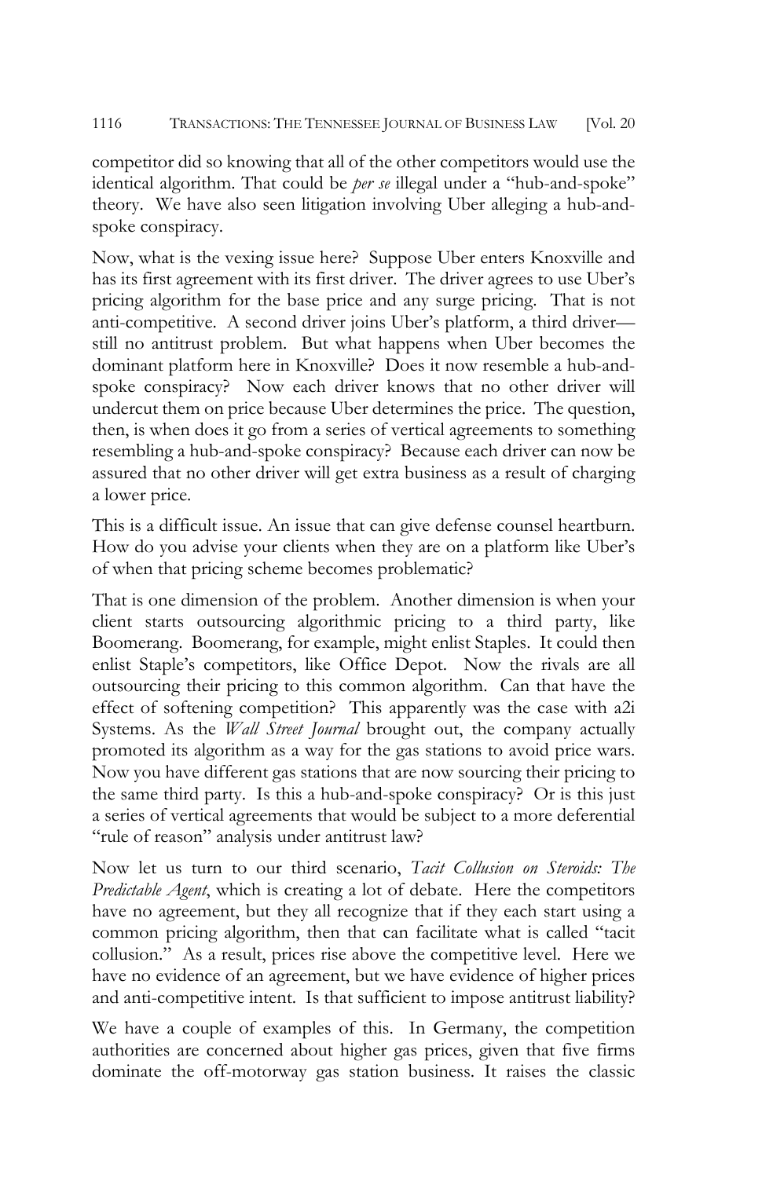competitor did so knowing that all of the other competitors would use the identical algorithm. That could be *per se* illegal under a "hub-and-spoke" theory. We have also seen litigation involving Uber alleging a hub-and-spoke conspiracy.

Now, what is the vexing issue here? Suppose Uber enters Knoxville and has its first agreement with its first driver. The driver agrees to use Uber's pricing algorithm for the base price and any surge pricing. That is not anti-competitive. A second driver joins Uber's platform, a third driver—still no antitrust problem. But what happens when Uber becomes the dominant platform here in Knoxville? Does it now resemble a hub-and-spoke conspiracy? Now each driver knows that no other driver will undercut them on price because Uber determines the price. The question, then, is when does it go from a series of vertical agreements to something resembling a hub-and-spoke conspiracy? Because each driver can now be assured that no other driver will get extra business as a result of charging a lower price.

This is a difficult issue. An issue that can give defense counsel heartburn. How do you advise your clients when they are on a platform like Uber's of when that pricing scheme becomes problematic?

That is one dimension of the problem. Another dimension is when your client starts outsourcing algorithmic pricing to a third party, like Boomerang. Boomerang, for example, might enlist Staples. It could then enlist Staple's competitors, like Office Depot. Now the rivals are all outsourcing their pricing to this common algorithm. Can that have the effect of softening competition? This apparently was the case with a2i Systems. As the *Wall Street Journal* brought out, the company actually promoted its algorithm as a way for the gas stations to avoid price wars. Now you have different gas stations that are now sourcing their pricing to the same third party. Is this a hub-and-spoke conspiracy? Or is this just a series of vertical agreements that would be subject to a more deferential "rule of reason" analysis under antitrust law?

Now let us turn to our third scenario, *Tacit Collusion on Steroids: The Predictable Agent*, which is creating a lot of debate. Here the competitors have no agreement, but they all recognize that if they each start using a common pricing algorithm, then that can facilitate what is called "tacit collusion." As a result, prices rise above the competitive level. Here we have no evidence of an agreement, but we have evidence of higher prices and anti-competitive intent. Is that sufficient to impose antitrust liability?

We have a couple of examples of this. In Germany, the competition authorities are concerned about higher gas prices, given that five firms dominate the off-motorway gas station business. It raises the classic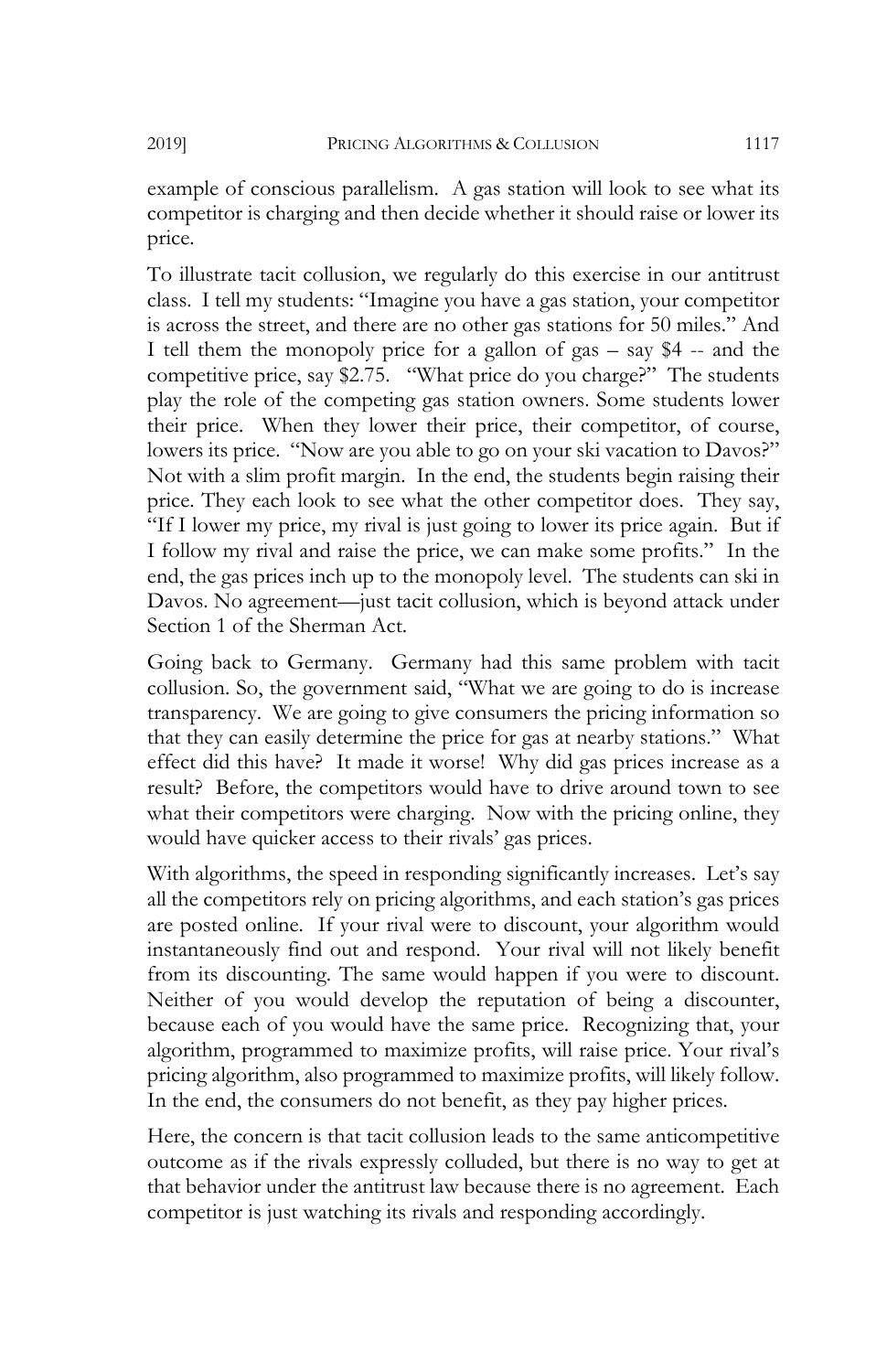example of conscious parallelism. A gas station will look to see what its competitor is charging and then decide whether it should raise or lower its price.

To illustrate tacit collusion, we regularly do this exercise in our antitrust class. I tell my students: "Imagine you have a gas station, your competitor is across the street, and there are no other gas stations for 50 miles." And I tell them the monopoly price for a gallon of gas – say $4 -- and the competitive price, say $2.75. "What price do you charge?" The students play the role of the competing gas station owners. Some students lower their price. When they lower their price, their competitor, of course, lowers its price. "Now are you able to go on your ski vacation to Davos?" Not with a slim profit margin. In the end, the students begin raising their price. They each look to see what the other competitor does. They say, "If I lower my price, my rival is just going to lower its price again. But if I follow my rival and raise the price, we can make some profits." In the end, the gas prices inch up to the monopoly level. The students can ski in Davos. No agreement—just tacit collusion, which is beyond attack under Section 1 of the Sherman Act.

Going back to Germany. Germany had this same problem with tacit collusion. So, the government said, "What we are going to do is increase transparency. We are going to give consumers the pricing information so that they can easily determine the price for gas at nearby stations." What effect did this have? It made it worse! Why did gas prices increase as a result? Before, the competitors would have to drive around town to see what their competitors were charging. Now with the pricing online, they would have quicker access to their rivals' gas prices.

With algorithms, the speed in responding significantly increases. Let's say all the competitors rely on pricing algorithms, and each station's gas prices are posted online. If your rival were to discount, your algorithm would instantaneously find out and respond. Your rival will not likely benefit from its discounting. The same would happen if you were to discount. Neither of you would develop the reputation of being a discounter, because each of you would have the same price. Recognizing that, your algorithm, programmed to maximize profits, will raise price. Your rival's pricing algorithm, also programmed to maximize profits, will likely follow. In the end, the consumers do not benefit, as they pay higher prices.

Here, the concern is that tacit collusion leads to the same anticompetitive outcome as if the rivals expressly colluded, but there is no way to get at that behavior under the antitrust law because there is no agreement. Each competitor is just watching its rivals and responding accordingly.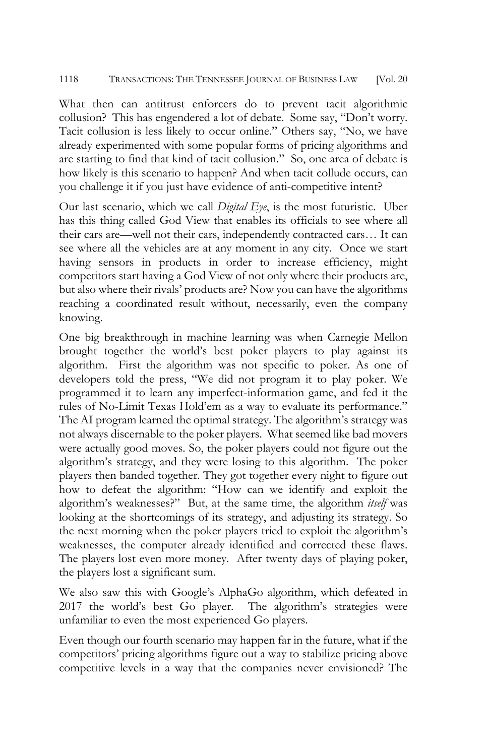What then can antitrust enforcers do to prevent tacit algorithmic collusion? This has engendered a lot of debate. Some say, "Don't worry. Tacit collusion is less likely to occur online." Others say, "No, we have already experimented with some popular forms of pricing algorithms and are starting to find that kind of tacit collusion." So, one area of debate is how likely is this scenario to happen? And when tacit collude occurs, can you challenge it if you just have evidence of anti-competitive intent?

Our last scenario, which we call *Digital Eye*, is the most futuristic. Uber has this thing called God View that enables its officials to see where all their cars are—well not their cars, independently contracted cars… It can see where all the vehicles are at any moment in any city. Once we start having sensors in products in order to increase efficiency, might competitors start having a God View of not only where their products are, but also where their rivals' products are? Now you can have the algorithms reaching a coordinated result without, necessarily, even the company knowing.

One big breakthrough in machine learning was when Carnegie Mellon brought together the world's best poker players to play against its algorithm. First the algorithm was not specific to poker. As one of developers told the press, "We did not program it to play poker. We programmed it to learn any imperfect-information game, and fed it the rules of No-Limit Texas Hold'em as a way to evaluate its performance." The AI program learned the optimal strategy. The algorithm's strategy was not always discernable to the poker players. What seemed like bad movers were actually good moves. So, the poker players could not figure out the algorithm's strategy, and they were losing to this algorithm. The poker players then banded together. They got together every night to figure out how to defeat the algorithm: "How can we identify and exploit the algorithm's weaknesses?" But, at the same time, the algorithm *itself* was looking at the shortcomings of its strategy, and adjusting its strategy. So the next morning when the poker players tried to exploit the algorithm's weaknesses, the computer already identified and corrected these flaws. The players lost even more money. After twenty days of playing poker, the players lost a significant sum.

We also saw this with Google's AlphaGo algorithm, which defeated in 2017 the world's best Go player. The algorithm's strategies were unfamiliar to even the most experienced Go players.

Even though our fourth scenario may happen far in the future, what if the competitors' pricing algorithms figure out a way to stabilize pricing above competitive levels in a way that the companies never envisioned? The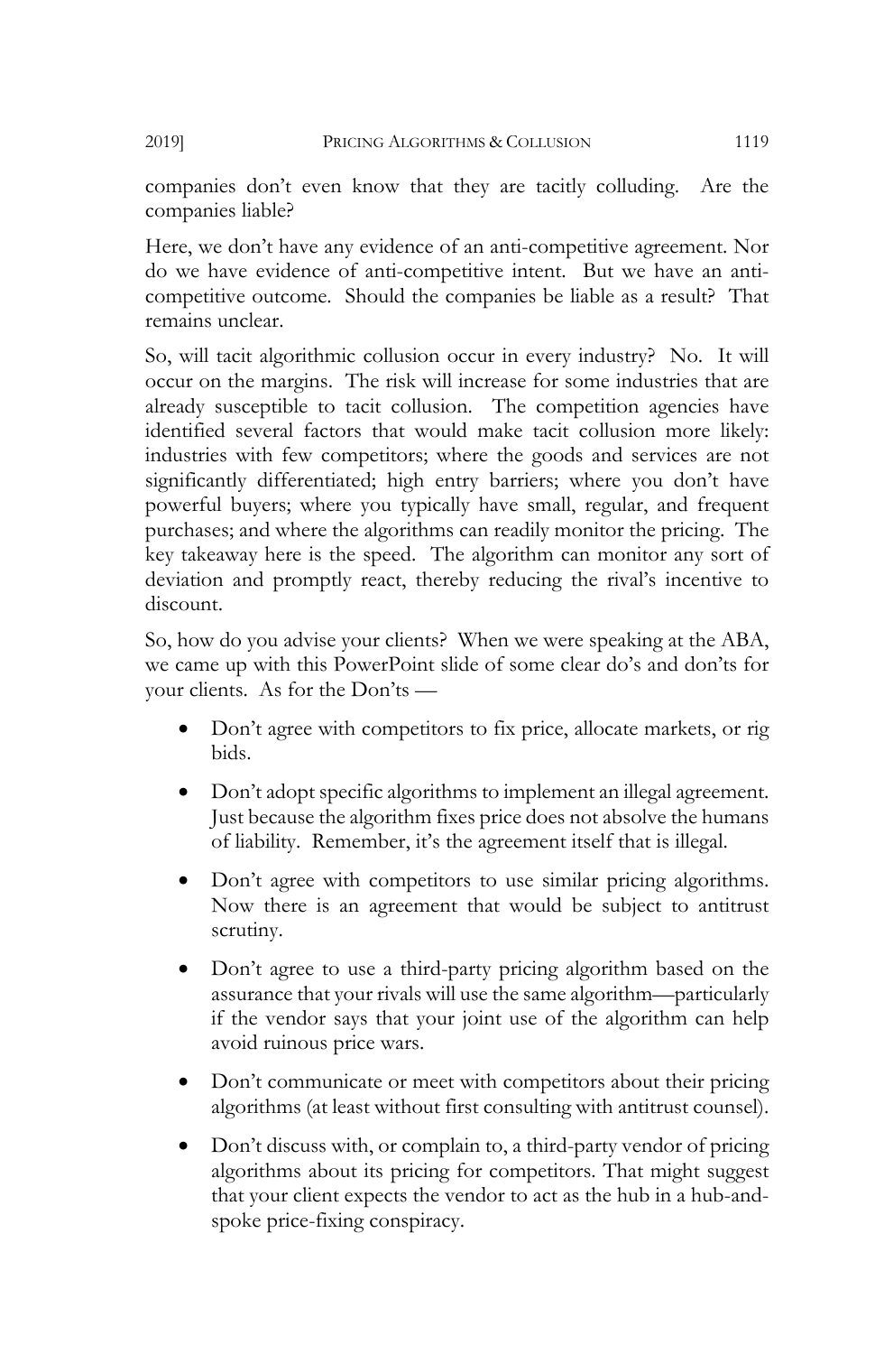companies don't even know that they are tacitly colluding. Are the companies liable?

Here, we don't have any evidence of an anti-competitive agreement. Nor do we have evidence of anti-competitive intent. But we have an anti-competitive outcome. Should the companies be liable as a result? That remains unclear.

So, will tacit algorithmic collusion occur in every industry? No. It will occur on the margins. The risk will increase for some industries that are already susceptible to tacit collusion. The competition agencies have identified several factors that would make tacit collusion more likely: industries with few competitors; where the goods and services are not significantly differentiated; high entry barriers; where you don't have powerful buyers; where you typically have small, regular, and frequent purchases; and where the algorithms can readily monitor the pricing. The key takeaway here is the speed. The algorithm can monitor any sort of deviation and promptly react, thereby reducing the rival's incentive to discount.

So, how do you advise your clients? When we were speaking at the ABA, we came up with this PowerPoint slide of some clear do's and don'ts for your clients. As for the Don'ts —

- Don't agree with competitors to fix price, allocate markets, or rig bids.
- Don't adopt specific algorithms to implement an illegal agreement. Just because the algorithm fixes price does not absolve the humans of liability. Remember, it's the agreement itself that is illegal.
- Don't agree with competitors to use similar pricing algorithms. Now there is an agreement that would be subject to antitrust scrutiny.
- Don't agree to use a third-party pricing algorithm based on the assurance that your rivals will use the same algorithm—particularly if the vendor says that your joint use of the algorithm can help avoid ruinous price wars.
- Don't communicate or meet with competitors about their pricing algorithms (at least without first consulting with antitrust counsel).
- Don't discuss with, or complain to, a third-party vendor of pricing algorithms about its pricing for competitors. That might suggest that your client expects the vendor to act as the hub in a hub-and-spoke price-fixing conspiracy.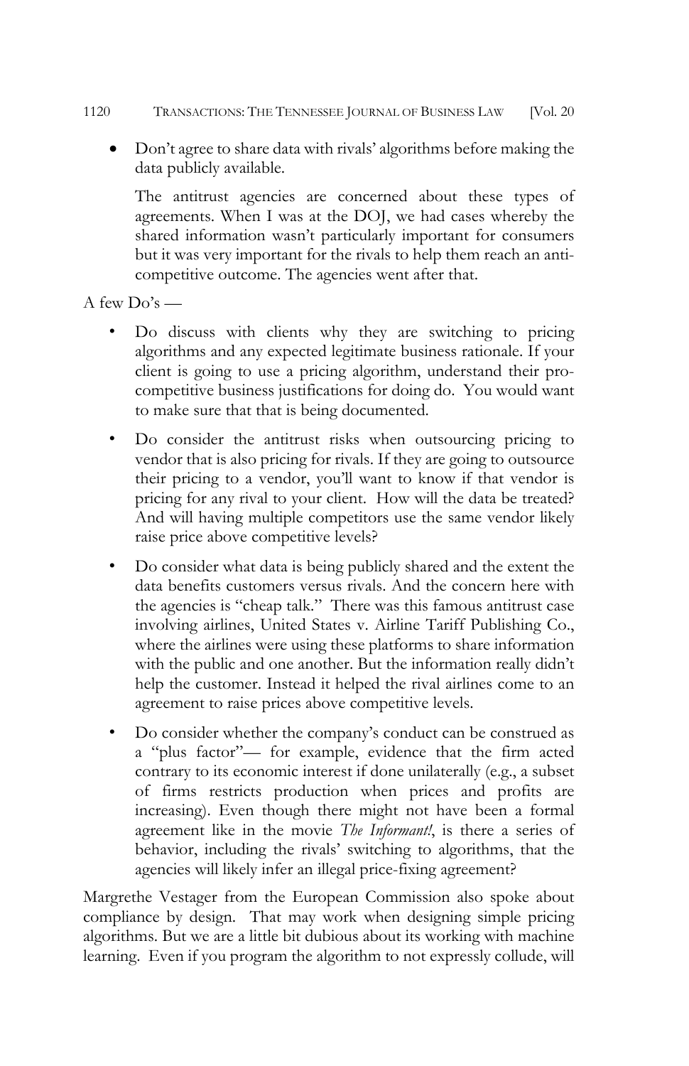- Don't agree to share data with rivals' algorithms before making the data publicly available.

  The antitrust agencies are concerned about these types of agreements. When I was at the DOJ, we had cases whereby the shared information wasn't particularly important for consumers but it was very important for the rivals to help them reach an anti-competitive outcome. The agencies went after that.

A few Do's —

- Do discuss with clients why they are switching to pricing algorithms and any expected legitimate business rationale. If your client is going to use a pricing algorithm, understand their pro-competitive business justifications for doing do. You would want to make sure that that is being documented.
- Do consider the antitrust risks when outsourcing pricing to vendor that is also pricing for rivals. If they are going to outsource their pricing to a vendor, you'll want to know if that vendor is pricing for any rival to your client. How will the data be treated? And will having multiple competitors use the same vendor likely raise price above competitive levels?
- Do consider what data is being publicly shared and the extent the data benefits customers versus rivals. And the concern here with the agencies is "cheap talk." There was this famous antitrust case involving airlines, United States v. Airline Tariff Publishing Co., where the airlines were using these platforms to share information with the public and one another. But the information really didn't help the customer. Instead it helped the rival airlines come to an agreement to raise prices above competitive levels.
- Do consider whether the company's conduct can be construed as a "plus factor"— for example, evidence that the firm acted contrary to its economic interest if done unilaterally (e.g., a subset of firms restricts production when prices and profits are increasing). Even though there might not have been a formal agreement like in the movie *The Informant!*, is there a series of behavior, including the rivals' switching to algorithms, that the agencies will likely infer an illegal price-fixing agreement?

Margrethe Vestager from the European Commission also spoke about compliance by design. That may work when designing simple pricing algorithms. But we are a little bit dubious about its working with machine learning. Even if you program the algorithm to not expressly collude, will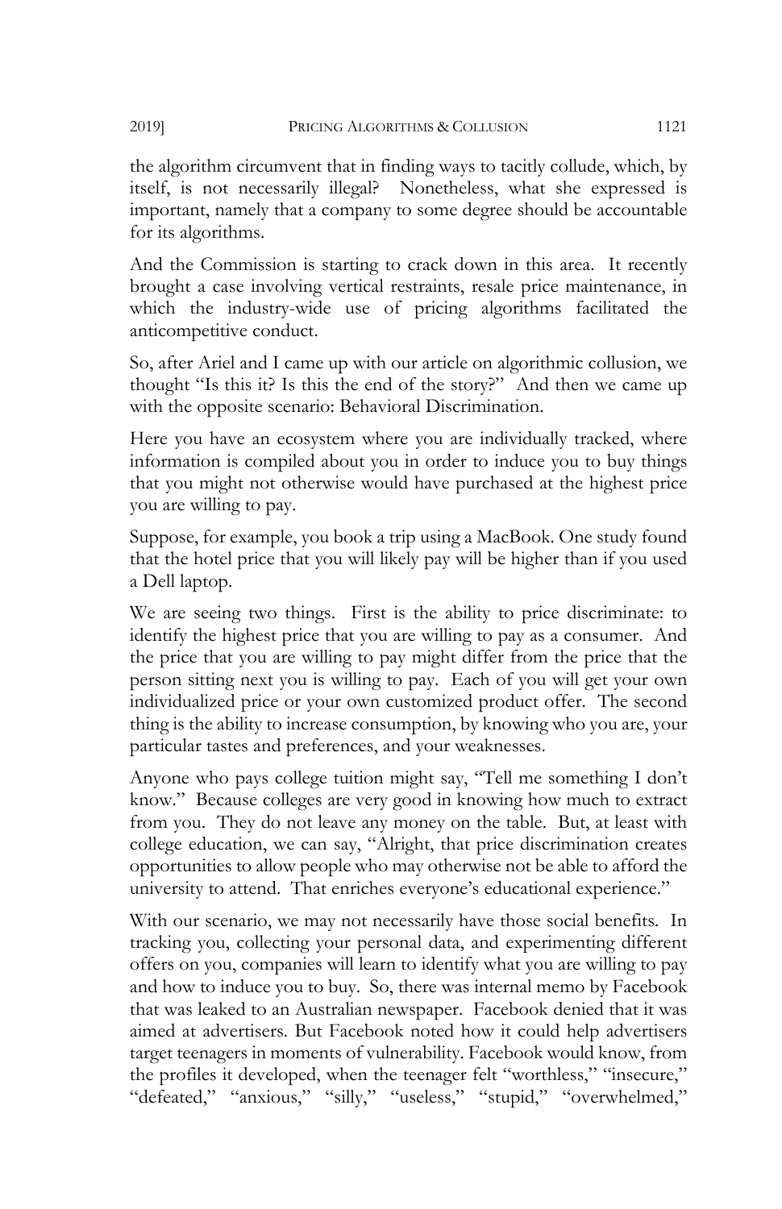the algorithm circumvent that in finding ways to tacitly collude, which, by itself, is not necessarily illegal? Nonetheless, what she expressed is important, namely that a company to some degree should be accountable for its algorithms.

And the Commission is starting to crack down in this area. It recently brought a case involving vertical restraints, resale price maintenance, in which the industry-wide use of pricing algorithms facilitated the anticompetitive conduct.

So, after Ariel and I came up with our article on algorithmic collusion, we thought "Is this it? Is this the end of the story?" And then we came up with the opposite scenario: Behavioral Discrimination.

Here you have an ecosystem where you are individually tracked, where information is compiled about you in order to induce you to buy things that you might not otherwise would have purchased at the highest price you are willing to pay.

Suppose, for example, you book a trip using a MacBook. One study found that the hotel price that you will likely pay will be higher than if you used a Dell laptop.

We are seeing two things. First is the ability to price discriminate: to identify the highest price that you are willing to pay as a consumer. And the price that you are willing to pay might differ from the price that the person sitting next you is willing to pay. Each of you will get your own individualized price or your own customized product offer. The second thing is the ability to increase consumption, by knowing who you are, your particular tastes and preferences, and your weaknesses.

Anyone who pays college tuition might say, "Tell me something I don't know." Because colleges are very good in knowing how much to extract from you. They do not leave any money on the table. But, at least with college education, we can say, "Alright, that price discrimination creates opportunities to allow people who may otherwise not be able to afford the university to attend. That enriches everyone's educational experience."

With our scenario, we may not necessarily have those social benefits. In tracking you, collecting your personal data, and experimenting different offers on you, companies will learn to identify what you are willing to pay and how to induce you to buy. So, there was internal memo by Facebook that was leaked to an Australian newspaper. Facebook denied that it was aimed at advertisers. But Facebook noted how it could help advertisers target teenagers in moments of vulnerability. Facebook would know, from the profiles it developed, when the teenager felt "worthless," "insecure," "defeated," "anxious," "silly," "useless," "stupid," "overwhelmed,"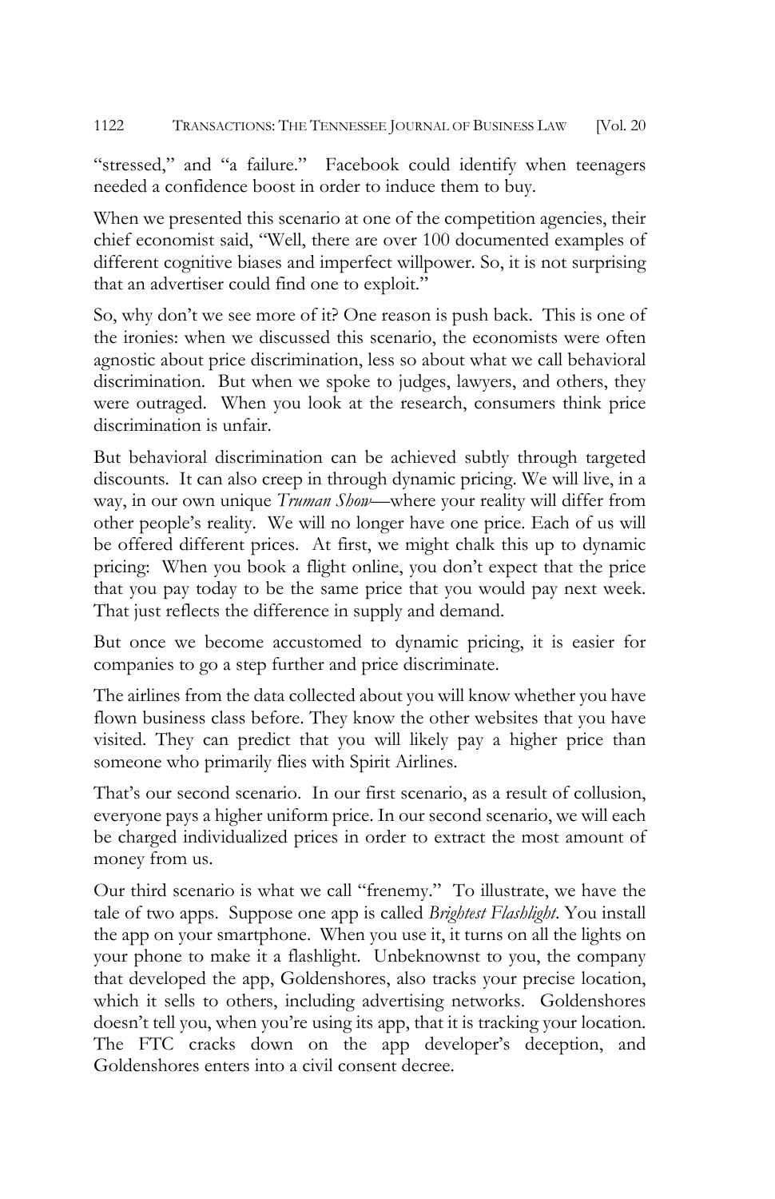"stressed," and "a failure." Facebook could identify when teenagers needed a confidence boost in order to induce them to buy.

When we presented this scenario at one of the competition agencies, their chief economist said, "Well, there are over 100 documented examples of different cognitive biases and imperfect willpower. So, it is not surprising that an advertiser could find one to exploit."

So, why don't we see more of it? One reason is push back. This is one of the ironies: when we discussed this scenario, the economists were often agnostic about price discrimination, less so about what we call behavioral discrimination. But when we spoke to judges, lawyers, and others, they were outraged. When you look at the research, consumers think price discrimination is unfair.

But behavioral discrimination can be achieved subtly through targeted discounts. It can also creep in through dynamic pricing. We will live, in a way, in our own unique *Truman Show*—where your reality will differ from other people's reality. We will no longer have one price. Each of us will be offered different prices. At first, we might chalk this up to dynamic pricing: When you book a flight online, you don't expect that the price that you pay today to be the same price that you would pay next week. That just reflects the difference in supply and demand.

But once we become accustomed to dynamic pricing, it is easier for companies to go a step further and price discriminate.

The airlines from the data collected about you will know whether you have flown business class before. They know the other websites that you have visited. They can predict that you will likely pay a higher price than someone who primarily flies with Spirit Airlines.

That's our second scenario. In our first scenario, as a result of collusion, everyone pays a higher uniform price. In our second scenario, we will each be charged individualized prices in order to extract the most amount of money from us.

Our third scenario is what we call "frenemy." To illustrate, we have the tale of two apps. Suppose one app is called *Brightest Flashlight*. You install the app on your smartphone. When you use it, it turns on all the lights on your phone to make it a flashlight. Unbeknownst to you, the company that developed the app, Goldenshores, also tracks your precise location, which it sells to others, including advertising networks. Goldenshores doesn't tell you, when you're using its app, that it is tracking your location. The FTC cracks down on the app developer's deception, and Goldenshores enters into a civil consent decree.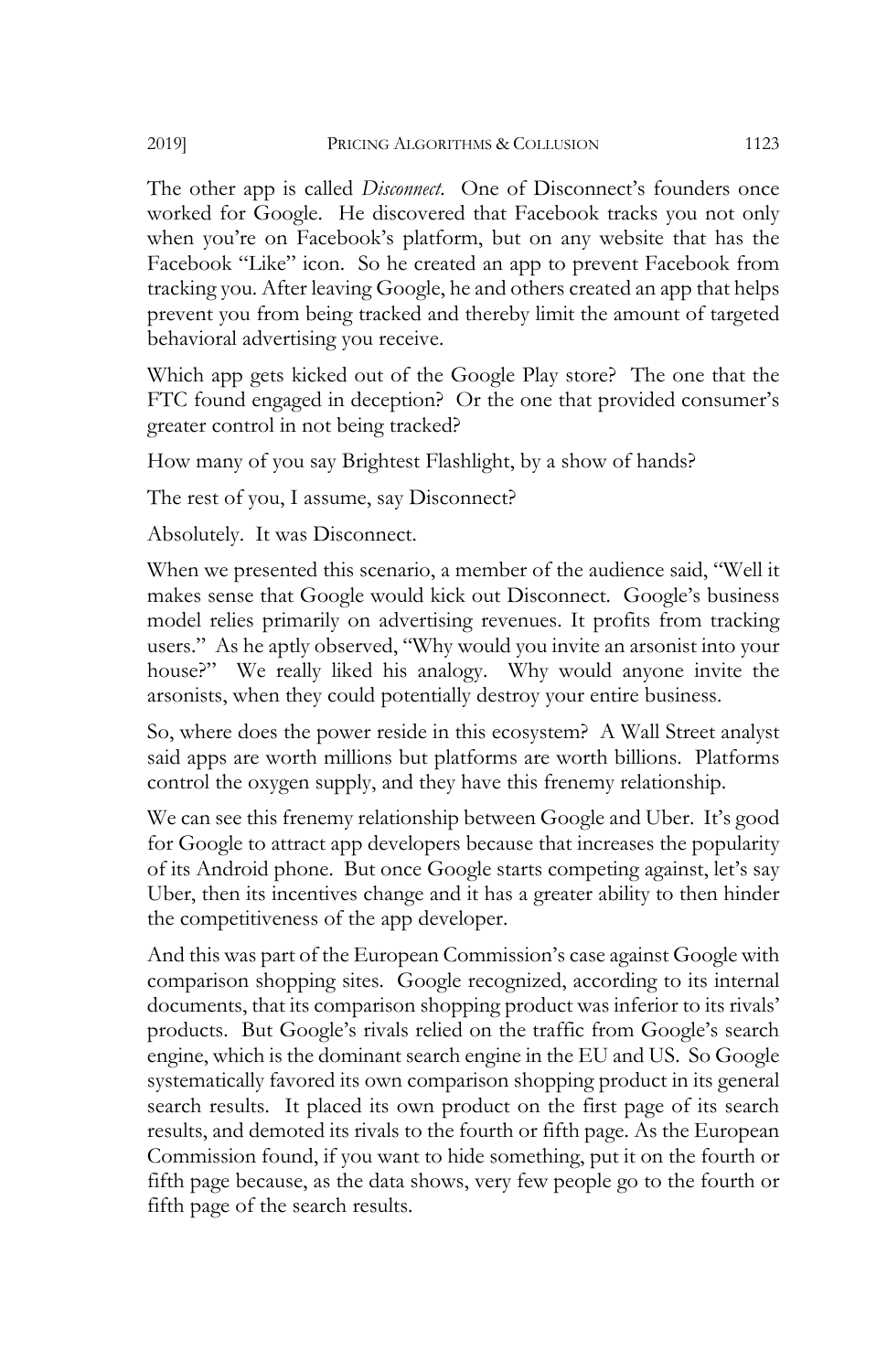The other app is called *Disconnect*. One of Disconnect's founders once worked for Google. He discovered that Facebook tracks you not only when you're on Facebook's platform, but on any website that has the Facebook "Like" icon. So he created an app to prevent Facebook from tracking you. After leaving Google, he and others created an app that helps prevent you from being tracked and thereby limit the amount of targeted behavioral advertising you receive.

Which app gets kicked out of the Google Play store? The one that the FTC found engaged in deception? Or the one that provided consumer's greater control in not being tracked?

How many of you say Brightest Flashlight, by a show of hands?

The rest of you, I assume, say Disconnect?

Absolutely. It was Disconnect.

When we presented this scenario, a member of the audience said, "Well it makes sense that Google would kick out Disconnect. Google's business model relies primarily on advertising revenues. It profits from tracking users." As he aptly observed, "Why would you invite an arsonist into your house?" We really liked his analogy. Why would anyone invite the arsonists, when they could potentially destroy your entire business.

So, where does the power reside in this ecosystem? A Wall Street analyst said apps are worth millions but platforms are worth billions. Platforms control the oxygen supply, and they have this frenemy relationship.

We can see this frenemy relationship between Google and Uber. It's good for Google to attract app developers because that increases the popularity of its Android phone. But once Google starts competing against, let's say Uber, then its incentives change and it has a greater ability to then hinder the competitiveness of the app developer.

And this was part of the European Commission's case against Google with comparison shopping sites. Google recognized, according to its internal documents, that its comparison shopping product was inferior to its rivals' products. But Google's rivals relied on the traffic from Google's search engine, which is the dominant search engine in the EU and US. So Google systematically favored its own comparison shopping product in its general search results. It placed its own product on the first page of its search results, and demoted its rivals to the fourth or fifth page. As the European Commission found, if you want to hide something, put it on the fourth or fifth page because, as the data shows, very few people go to the fourth or fifth page of the search results.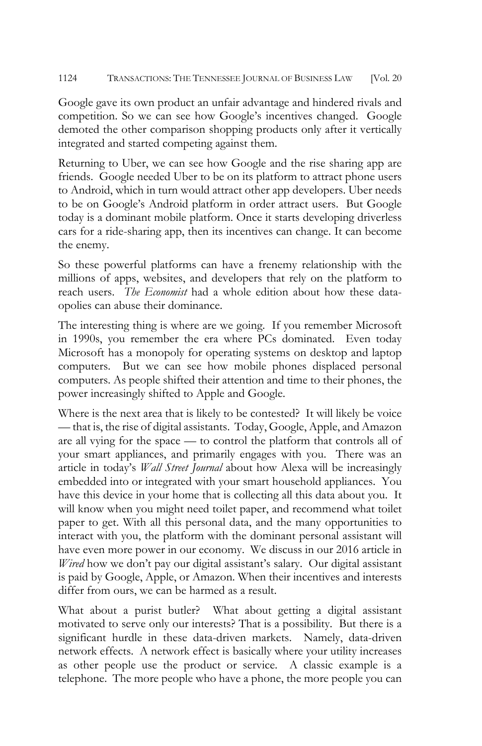Google gave its own product an unfair advantage and hindered rivals and competition. So we can see how Google's incentives changed. Google demoted the other comparison shopping products only after it vertically integrated and started competing against them.

Returning to Uber, we can see how Google and the rise sharing app are friends. Google needed Uber to be on its platform to attract phone users to Android, which in turn would attract other app developers. Uber needs to be on Google's Android platform in order attract users. But Google today is a dominant mobile platform. Once it starts developing driverless cars for a ride-sharing app, then its incentives can change. It can become the enemy.

So these powerful platforms can have a frenemy relationship with the millions of apps, websites, and developers that rely on the platform to reach users. *The Economist* had a whole edition about how these data-opolies can abuse their dominance.

The interesting thing is where are we going. If you remember Microsoft in 1990s, you remember the era where PCs dominated. Even today Microsoft has a monopoly for operating systems on desktop and laptop computers. But we can see how mobile phones displaced personal computers. As people shifted their attention and time to their phones, the power increasingly shifted to Apple and Google.

Where is the next area that is likely to be contested? It will likely be voice — that is, the rise of digital assistants. Today, Google, Apple, and Amazon are all vying for the space — to control the platform that controls all of your smart appliances, and primarily engages with you. There was an article in today's *Wall Street Journal* about how Alexa will be increasingly embedded into or integrated with your smart household appliances. You have this device in your home that is collecting all this data about you. It will know when you might need toilet paper, and recommend what toilet paper to get. With all this personal data, and the many opportunities to interact with you, the platform with the dominant personal assistant will have even more power in our economy. We discuss in our 2016 article in *Wired* how we don't pay our digital assistant's salary. Our digital assistant is paid by Google, Apple, or Amazon. When their incentives and interests differ from ours, we can be harmed as a result.

What about a purist butler? What about getting a digital assistant motivated to serve only our interests? That is a possibility. But there is a significant hurdle in these data-driven markets. Namely, data-driven network effects. A network effect is basically where your utility increases as other people use the product or service. A classic example is a telephone. The more people who have a phone, the more people you can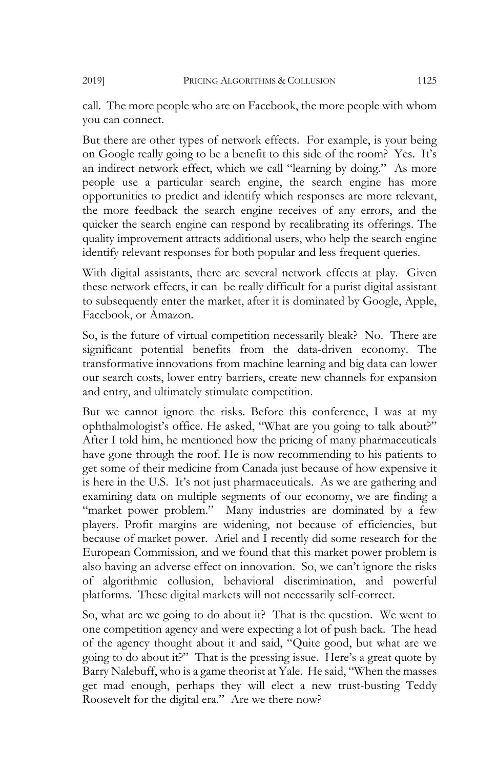call. The more people who are on Facebook, the more people with whom you can connect.

But there are other types of network effects. For example, is your being on Google really going to be a benefit to this side of the room? Yes. It's an indirect network effect, which we call "learning by doing." As more people use a particular search engine, the search engine has more opportunities to predict and identify which responses are more relevant, the more feedback the search engine receives of any errors, and the quicker the search engine can respond by recalibrating its offerings. The quality improvement attracts additional users, who help the search engine identify relevant responses for both popular and less frequent queries.

With digital assistants, there are several network effects at play. Given these network effects, it can be really difficult for a purist digital assistant to subsequently enter the market, after it is dominated by Google, Apple, Facebook, or Amazon.

So, is the future of virtual competition necessarily bleak? No. There are significant potential benefits from the data-driven economy. The transformative innovations from machine learning and big data can lower our search costs, lower entry barriers, create new channels for expansion and entry, and ultimately stimulate competition.

But we cannot ignore the risks. Before this conference, I was at my ophthalmologist's office. He asked, "What are you going to talk about?" After I told him, he mentioned how the pricing of many pharmaceuticals have gone through the roof. He is now recommending to his patients to get some of their medicine from Canada just because of how expensive it is here in the U.S. It's not just pharmaceuticals. As we are gathering and examining data on multiple segments of our economy, we are finding a "market power problem." Many industries are dominated by a few players. Profit margins are widening, not because of efficiencies, but because of market power. Ariel and I recently did some research for the European Commission, and we found that this market power problem is also having an adverse effect on innovation. So, we can't ignore the risks of algorithmic collusion, behavioral discrimination, and powerful platforms. These digital markets will not necessarily self-correct.

So, what are we going to do about it? That is the question. We went to one competition agency and were expecting a lot of push back. The head of the agency thought about it and said, "Quite good, but what are we going to do about it?" That is the pressing issue. Here's a great quote by Barry Nalebuff, who is a game theorist at Yale. He said, "When the masses get mad enough, perhaps they will elect a new trust-busting Teddy Roosevelt for the digital era." Are we there now?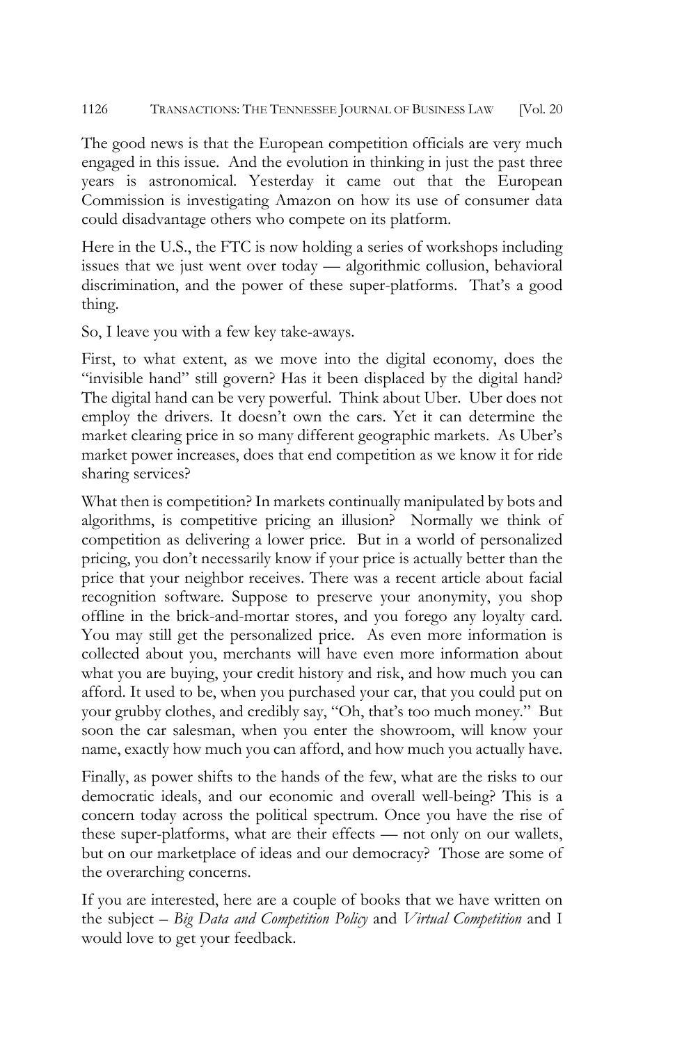The good news is that the European competition officials are very much engaged in this issue. And the evolution in thinking in just the past three years is astronomical. Yesterday it came out that the European Commission is investigating Amazon on how its use of consumer data could disadvantage others who compete on its platform.

Here in the U.S., the FTC is now holding a series of workshops including issues that we just went over today — algorithmic collusion, behavioral discrimination, and the power of these super-platforms. That's a good thing.

So, I leave you with a few key take-aways.

First, to what extent, as we move into the digital economy, does the "invisible hand" still govern? Has it been displaced by the digital hand? The digital hand can be very powerful. Think about Uber. Uber does not employ the drivers. It doesn't own the cars. Yet it can determine the market clearing price in so many different geographic markets. As Uber's market power increases, does that end competition as we know it for ride sharing services?

What then is competition? In markets continually manipulated by bots and algorithms, is competitive pricing an illusion? Normally we think of competition as delivering a lower price. But in a world of personalized pricing, you don't necessarily know if your price is actually better than the price that your neighbor receives. There was a recent article about facial recognition software. Suppose to preserve your anonymity, you shop offline in the brick-and-mortar stores, and you forego any loyalty card. You may still get the personalized price. As even more information is collected about you, merchants will have even more information about what you are buying, your credit history and risk, and how much you can afford. It used to be, when you purchased your car, that you could put on your grubby clothes, and credibly say, "Oh, that's too much money." But soon the car salesman, when you enter the showroom, will know your name, exactly how much you can afford, and how much you actually have.

Finally, as power shifts to the hands of the few, what are the risks to our democratic ideals, and our economic and overall well-being? This is a concern today across the political spectrum. Once you have the rise of these super-platforms, what are their effects — not only on our wallets, but on our marketplace of ideas and our democracy? Those are some of the overarching concerns.

If you are interested, here are a couple of books that we have written on the subject – *Big Data and Competition Policy* and *Virtual Competition* and I would love to get your feedback.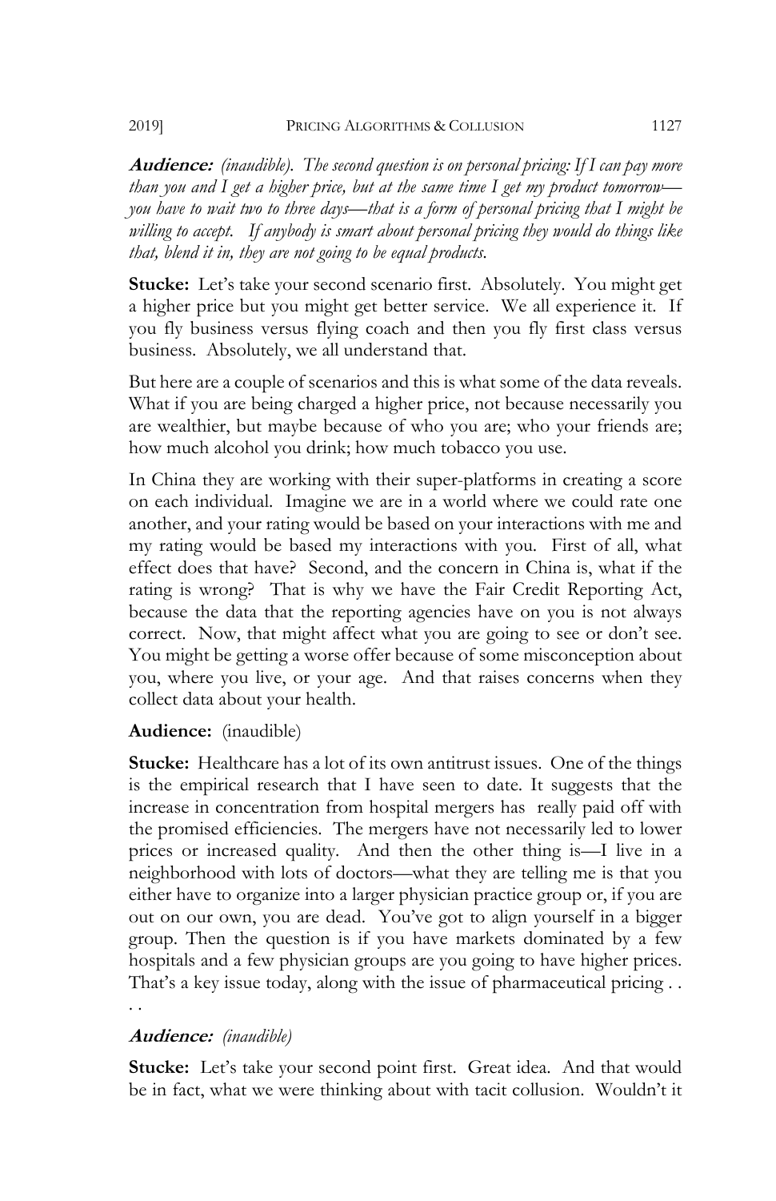***Audience:*** *(inaudible). The second question is on personal pricing: If I can pay more than you and I get a higher price, but at the same time I get my product tomorrow—you have to wait two to three days—that is a form of personal pricing that I might be willing to accept. If anybody is smart about personal pricing they would do things like that, blend it in, they are not going to be equal products.*

**Stucke:** Let's take your second scenario first. Absolutely. You might get a higher price but you might get better service. We all experience it. If you fly business versus flying coach and then you fly first class versus business. Absolutely, we all understand that.

But here are a couple of scenarios and this is what some of the data reveals. What if you are being charged a higher price, not because necessarily you are wealthier, but maybe because of who you are; who your friends are; how much alcohol you drink; how much tobacco you use.

In China they are working with their super-platforms in creating a score on each individual. Imagine we are in a world where we could rate one another, and your rating would be based on your interactions with me and my rating would be based my interactions with you. First of all, what effect does that have? Second, and the concern in China is, what if the rating is wrong? That is why we have the Fair Credit Reporting Act, because the data that the reporting agencies have on you is not always correct. Now, that might affect what you are going to see or don't see. You might be getting a worse offer because of some misconception about you, where you live, or your age. And that raises concerns when they collect data about your health.

**Audience:** (inaudible)

**Stucke:** Healthcare has a lot of its own antitrust issues. One of the things is the empirical research that I have seen to date. It suggests that the increase in concentration from hospital mergers has really paid off with the promised efficiencies. The mergers have not necessarily led to lower prices or increased quality. And then the other thing is—I live in a neighborhood with lots of doctors—what they are telling me is that you either have to organize into a larger physician practice group or, if you are out on our own, you are dead. You've got to align yourself in a bigger group. Then the question is if you have markets dominated by a few hospitals and a few physician groups are you going to have higher prices. That's a key issue today, along with the issue of pharmaceutical pricing . . . .

***Audience:*** *(inaudible)*

**Stucke:** Let's take your second point first. Great idea. And that would be in fact, what we were thinking about with tacit collusion. Wouldn't it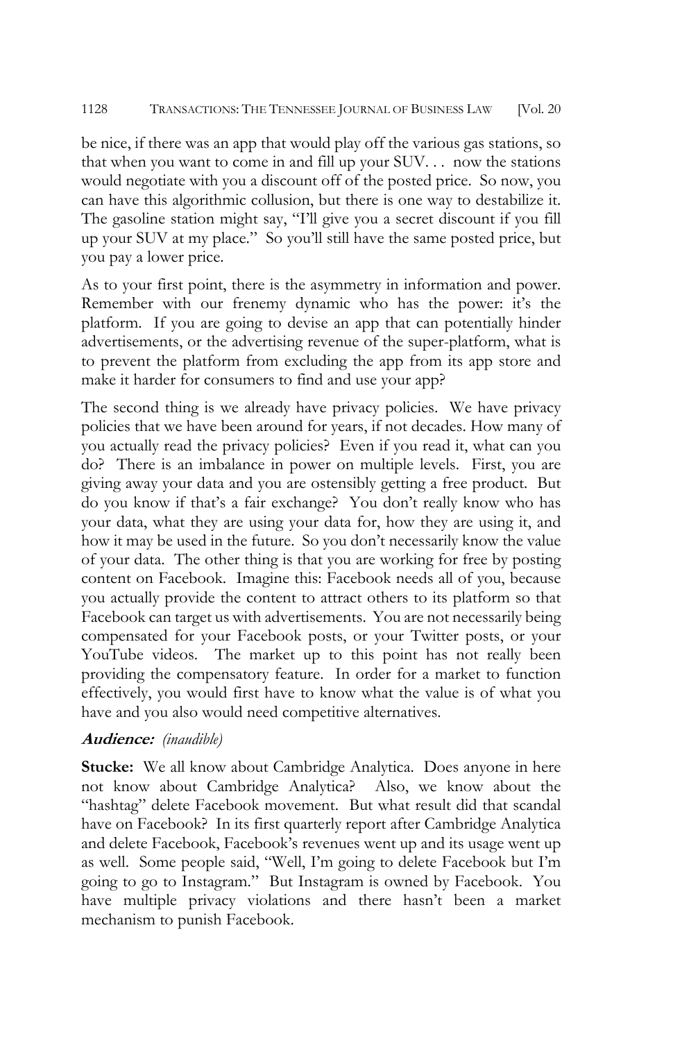be nice, if there was an app that would play off the various gas stations, so that when you want to come in and fill up your SUV. . . now the stations would negotiate with you a discount off of the posted price. So now, you can have this algorithmic collusion, but there is one way to destabilize it. The gasoline station might say, "I'll give you a secret discount if you fill up your SUV at my place." So you'll still have the same posted price, but you pay a lower price.

As to your first point, there is the asymmetry in information and power. Remember with our frenemy dynamic who has the power: it's the platform. If you are going to devise an app that can potentially hinder advertisements, or the advertising revenue of the super-platform, what is to prevent the platform from excluding the app from its app store and make it harder for consumers to find and use your app?

The second thing is we already have privacy policies. We have privacy policies that we have been around for years, if not decades. How many of you actually read the privacy policies? Even if you read it, what can you do? There is an imbalance in power on multiple levels. First, you are giving away your data and you are ostensibly getting a free product. But do you know if that's a fair exchange? You don't really know who has your data, what they are using your data for, how they are using it, and how it may be used in the future. So you don't necessarily know the value of your data. The other thing is that you are working for free by posting content on Facebook. Imagine this: Facebook needs all of you, because you actually provide the content to attract others to its platform so that Facebook can target us with advertisements. You are not necessarily being compensated for your Facebook posts, or your Twitter posts, or your YouTube videos. The market up to this point has not really been providing the compensatory feature. In order for a market to function effectively, you would first have to know what the value is of what you have and you also would need competitive alternatives.

***Audience:*** *(inaudible)*

**Stucke:** We all know about Cambridge Analytica. Does anyone in here not know about Cambridge Analytica? Also, we know about the "hashtag" delete Facebook movement. But what result did that scandal have on Facebook? In its first quarterly report after Cambridge Analytica and delete Facebook, Facebook's revenues went up and its usage went up as well. Some people said, "Well, I'm going to delete Facebook but I'm going to go to Instagram." But Instagram is owned by Facebook. You have multiple privacy violations and there hasn't been a market mechanism to punish Facebook.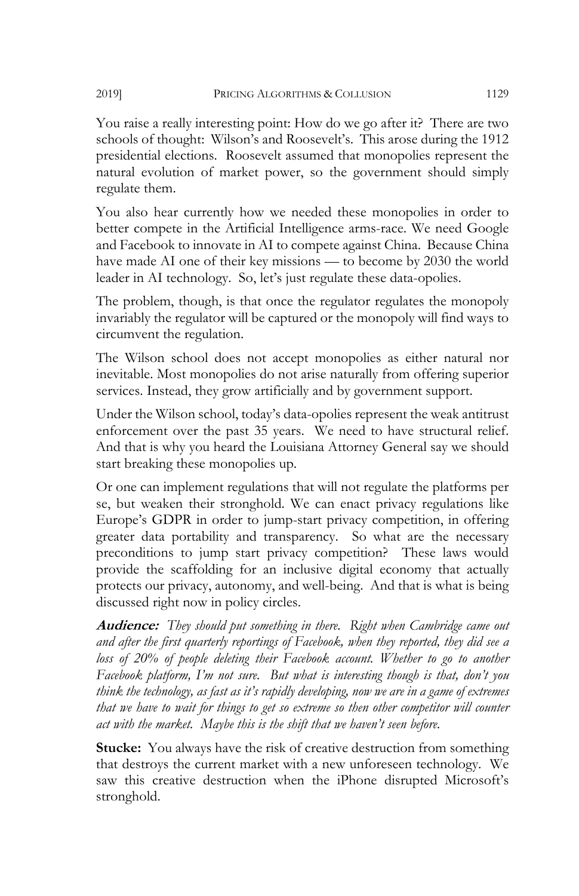You raise a really interesting point: How do we go after it? There are two schools of thought: Wilson's and Roosevelt's. This arose during the 1912 presidential elections. Roosevelt assumed that monopolies represent the natural evolution of market power, so the government should simply regulate them.

You also hear currently how we needed these monopolies in order to better compete in the Artificial Intelligence arms-race. We need Google and Facebook to innovate in AI to compete against China. Because China have made AI one of their key missions — to become by 2030 the world leader in AI technology. So, let's just regulate these data-opolies.

The problem, though, is that once the regulator regulates the monopoly invariably the regulator will be captured or the monopoly will find ways to circumvent the regulation.

The Wilson school does not accept monopolies as either natural nor inevitable. Most monopolies do not arise naturally from offering superior services. Instead, they grow artificially and by government support.

Under the Wilson school, today's data-opolies represent the weak antitrust enforcement over the past 35 years. We need to have structural relief. And that is why you heard the Louisiana Attorney General say we should start breaking these monopolies up.

Or one can implement regulations that will not regulate the platforms per se, but weaken their stronghold. We can enact privacy regulations like Europe's GDPR in order to jump-start privacy competition, in offering greater data portability and transparency. So what are the necessary preconditions to jump start privacy competition? These laws would provide the scaffolding for an inclusive digital economy that actually protects our privacy, autonomy, and well-being. And that is what is being discussed right now in policy circles.

***Audience:*** *They should put something in there. Right when Cambridge came out and after the first quarterly reportings of Facebook, when they reported, they did see a loss of 20% of people deleting their Facebook account. Whether to go to another Facebook platform, I'm not sure. But what is interesting though is that, don't you think the technology, as fast as it's rapidly developing, now we are in a game of extremes that we have to wait for things to get so extreme so then other competitor will counter act with the market. Maybe this is the shift that we haven't seen before.*

**Stucke:** You always have the risk of creative destruction from something that destroys the current market with a new unforeseen technology. We saw this creative destruction when the iPhone disrupted Microsoft's stronghold.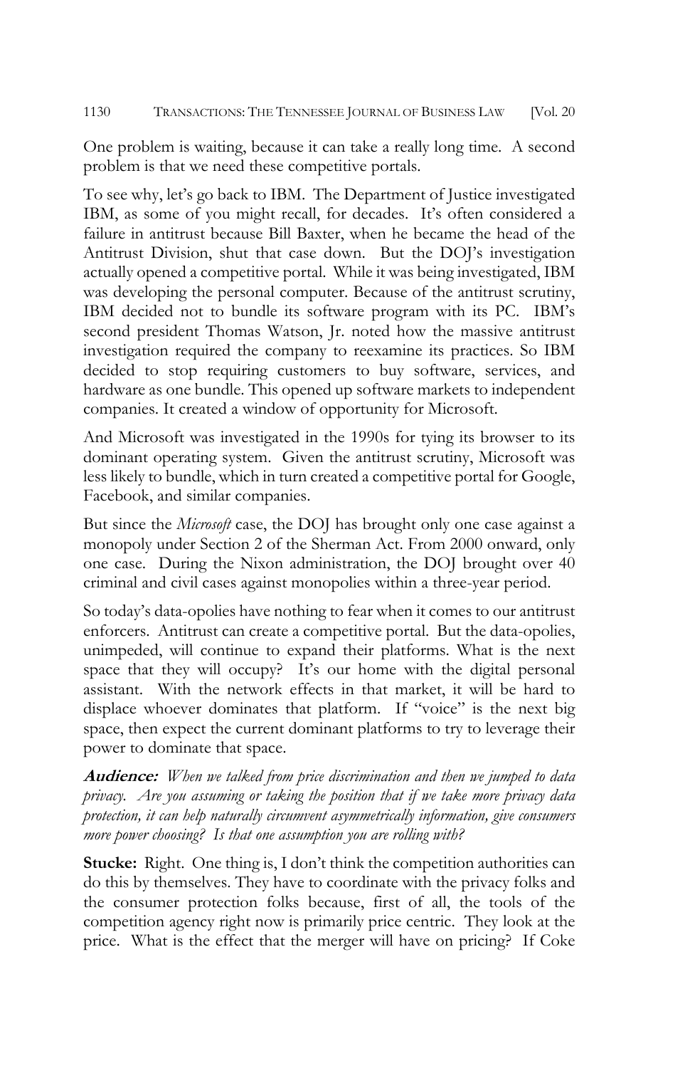One problem is waiting, because it can take a really long time. A second problem is that we need these competitive portals.

To see why, let's go back to IBM. The Department of Justice investigated IBM, as some of you might recall, for decades. It's often considered a failure in antitrust because Bill Baxter, when he became the head of the Antitrust Division, shut that case down. But the DOJ's investigation actually opened a competitive portal. While it was being investigated, IBM was developing the personal computer. Because of the antitrust scrutiny, IBM decided not to bundle its software program with its PC. IBM's second president Thomas Watson, Jr. noted how the massive antitrust investigation required the company to reexamine its practices. So IBM decided to stop requiring customers to buy software, services, and hardware as one bundle. This opened up software markets to independent companies. It created a window of opportunity for Microsoft.

And Microsoft was investigated in the 1990s for tying its browser to its dominant operating system. Given the antitrust scrutiny, Microsoft was less likely to bundle, which in turn created a competitive portal for Google, Facebook, and similar companies.

But since the *Microsoft* case, the DOJ has brought only one case against a monopoly under Section 2 of the Sherman Act. From 2000 onward, only one case. During the Nixon administration, the DOJ brought over 40 criminal and civil cases against monopolies within a three-year period.

So today's data-opolies have nothing to fear when it comes to our antitrust enforcers. Antitrust can create a competitive portal. But the data-opolies, unimpeded, will continue to expand their platforms. What is the next space that they will occupy? It's our home with the digital personal assistant. With the network effects in that market, it will be hard to displace whoever dominates that platform. If "voice" is the next big space, then expect the current dominant platforms to try to leverage their power to dominate that space.

***Audience:*** *When we talked from price discrimination and then we jumped to data privacy. Are you assuming or taking the position that if we take more privacy data protection, it can help naturally circumvent asymmetrically information, give consumers more power choosing? Is that one assumption you are rolling with?*

**Stucke:** Right. One thing is, I don't think the competition authorities can do this by themselves. They have to coordinate with the privacy folks and the consumer protection folks because, first of all, the tools of the competition agency right now is primarily price centric. They look at the price. What is the effect that the merger will have on pricing? If Coke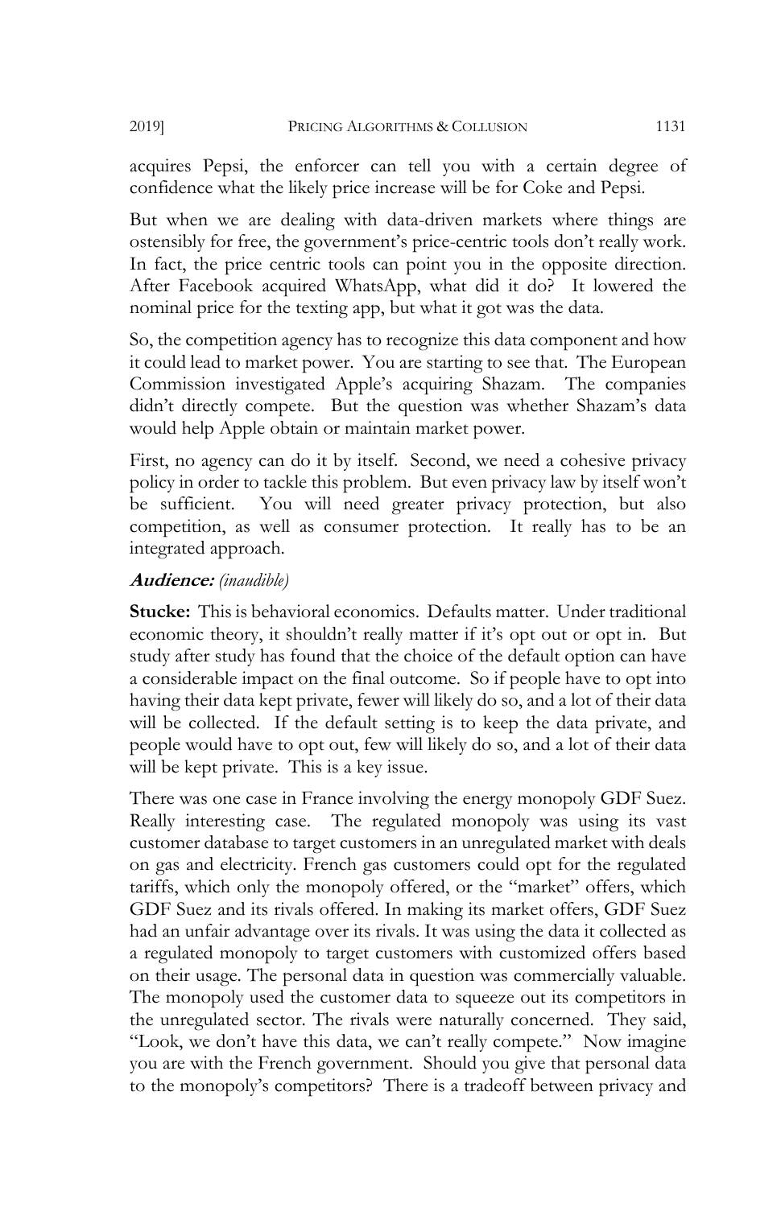acquires Pepsi, the enforcer can tell you with a certain degree of confidence what the likely price increase will be for Coke and Pepsi.

But when we are dealing with data-driven markets where things are ostensibly for free, the government's price-centric tools don't really work. In fact, the price centric tools can point you in the opposite direction. After Facebook acquired WhatsApp, what did it do? It lowered the nominal price for the texting app, but what it got was the data.

So, the competition agency has to recognize this data component and how it could lead to market power. You are starting to see that. The European Commission investigated Apple's acquiring Shazam. The companies didn't directly compete. But the question was whether Shazam's data would help Apple obtain or maintain market power.

First, no agency can do it by itself. Second, we need a cohesive privacy policy in order to tackle this problem. But even privacy law by itself won't be sufficient. You will need greater privacy protection, but also competition, as well as consumer protection. It really has to be an integrated approach.

***Audience:*** *(inaudible)*

**Stucke:** This is behavioral economics. Defaults matter. Under traditional economic theory, it shouldn't really matter if it's opt out or opt in. But study after study has found that the choice of the default option can have a considerable impact on the final outcome. So if people have to opt into having their data kept private, fewer will likely do so, and a lot of their data will be collected. If the default setting is to keep the data private, and people would have to opt out, few will likely do so, and a lot of their data will be kept private. This is a key issue.

There was one case in France involving the energy monopoly GDF Suez. Really interesting case. The regulated monopoly was using its vast customer database to target customers in an unregulated market with deals on gas and electricity. French gas customers could opt for the regulated tariffs, which only the monopoly offered, or the "market" offers, which GDF Suez and its rivals offered. In making its market offers, GDF Suez had an unfair advantage over its rivals. It was using the data it collected as a regulated monopoly to target customers with customized offers based on their usage. The personal data in question was commercially valuable. The monopoly used the customer data to squeeze out its competitors in the unregulated sector. The rivals were naturally concerned. They said, "Look, we don't have this data, we can't really compete." Now imagine you are with the French government. Should you give that personal data to the monopoly's competitors? There is a tradeoff between privacy and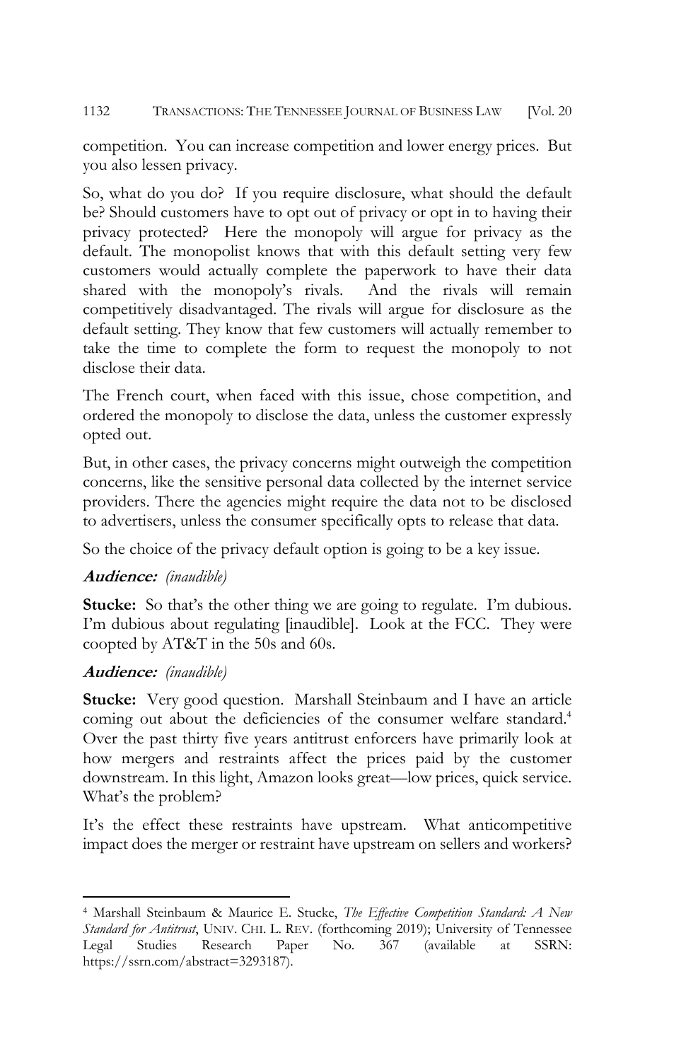competition. You can increase competition and lower energy prices. But you also lessen privacy.

So, what do you do? If you require disclosure, what should the default be? Should customers have to opt out of privacy or opt in to having their privacy protected? Here the monopoly will argue for privacy as the default. The monopolist knows that with this default setting very few customers would actually complete the paperwork to have their data shared with the monopoly's rivals. And the rivals will remain competitively disadvantaged. The rivals will argue for disclosure as the default setting. They know that few customers will actually remember to take the time to complete the form to request the monopoly to not disclose their data.

The French court, when faced with this issue, chose competition, and ordered the monopoly to disclose the data, unless the customer expressly opted out.

But, in other cases, the privacy concerns might outweigh the competition concerns, like the sensitive personal data collected by the internet service providers. There the agencies might require the data not to be disclosed to advertisers, unless the consumer specifically opts to release that data.

So the choice of the privacy default option is going to be a key issue.

***Audience:*** *(inaudible)*

**Stucke:** So that's the other thing we are going to regulate. I'm dubious. I'm dubious about regulating [inaudible]. Look at the FCC. They were coopted by AT&T in the 50s and 60s.

***Audience:*** *(inaudible)*

**Stucke:** Very good question. Marshall Steinbaum and I have an article coming out about the deficiencies of the consumer welfare standard.[4] Over the past thirty five years antitrust enforcers have primarily look at how mergers and restraints affect the prices paid by the customer downstream. In this light, Amazon looks great—low prices, quick service. What's the problem?

It's the effect these restraints have upstream. What anticompetitive impact does the merger or restraint have upstream on sellers and workers?

---

[4] Marshall Steinbaum & Maurice E. Stucke, *The Effective Competition Standard: A New Standard for Antitrust*, UNIV. CHI. L. REV. (forthcoming 2019); University of Tennessee Legal Studies Research Paper No. 367 (available at SSRN: https://ssrn.com/abstract=3293187).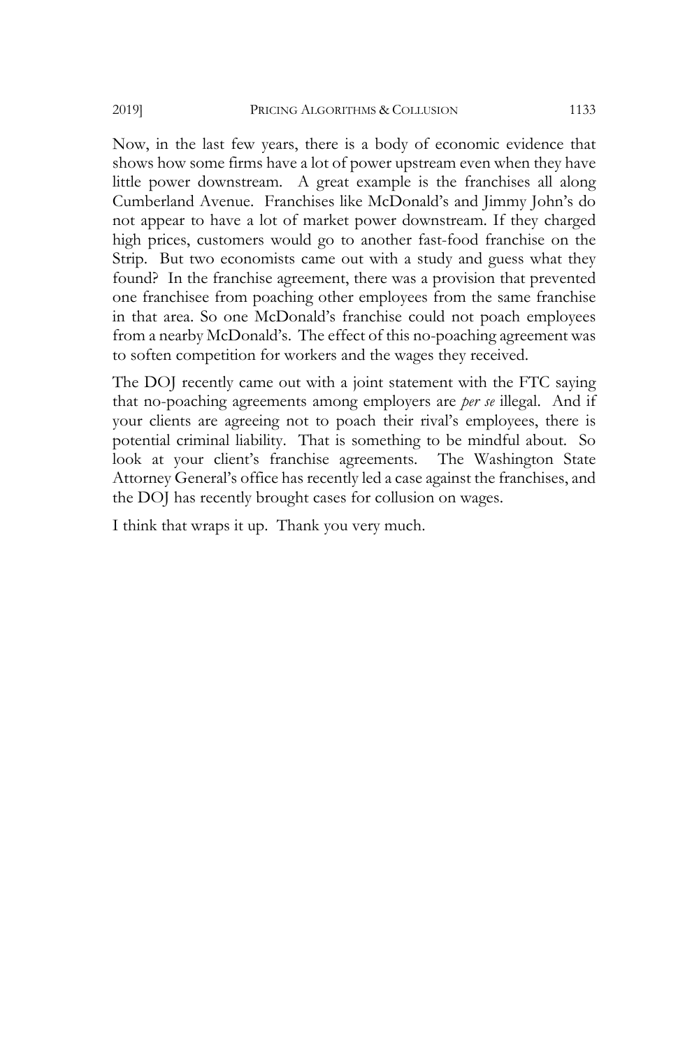Now, in the last few years, there is a body of economic evidence that shows how some firms have a lot of power upstream even when they have little power downstream. A great example is the franchises all along Cumberland Avenue. Franchises like McDonald's and Jimmy John's do not appear to have a lot of market power downstream. If they charged high prices, customers would go to another fast-food franchise on the Strip. But two economists came out with a study and guess what they found? In the franchise agreement, there was a provision that prevented one franchisee from poaching other employees from the same franchise in that area. So one McDonald's franchise could not poach employees from a nearby McDonald's. The effect of this no-poaching agreement was to soften competition for workers and the wages they received.

The DOJ recently came out with a joint statement with the FTC saying that no-poaching agreements among employers are *per se* illegal. And if your clients are agreeing not to poach their rival's employees, there is potential criminal liability. That is something to be mindful about. So look at your client's franchise agreements. The Washington State Attorney General's office has recently led a case against the franchises, and the DOJ has recently brought cases for collusion on wages.

I think that wraps it up. Thank you very much.